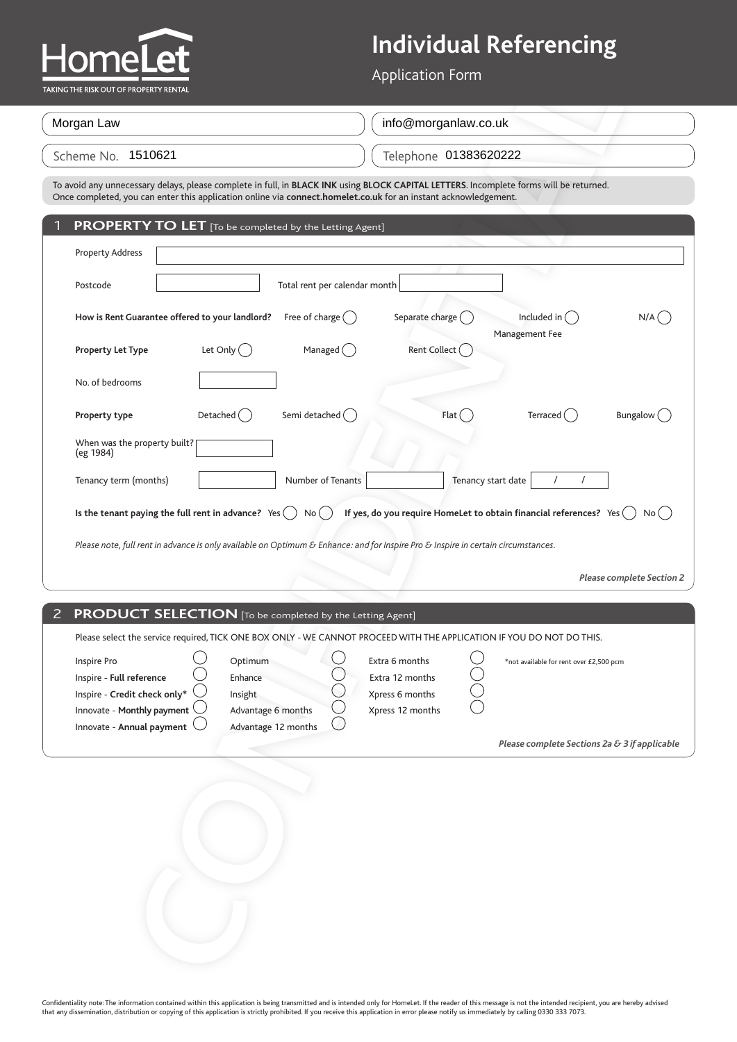# HomeLet

TAKING THE RISK OUT OF PROPERTY RENTAL

# Individual Referencing

Application Form

Morgan Law

info@morganlaw.co.uk

Scheme No. 1510621

Telephone 01383620222

To avoid any unnecessary delays, please complete in full, in **BLACK INK** using **BLOCK CAPITAL LETTERS**. Incomplete forms will be returned. Once completed, you can enter this application online via **connect.homelet.co.uk** for an instant acknowledgement.

## 1 PROPERTY TO LET [To be completed by the Letting Agent]

Property Address

Postcode

Total rent per calendar month

**How is Rent Guarantee offered to your landlord?** Free of charge ◯ Separate charge ◯ Included in Management Fee ◯ N/A ◯

**Property Let Type** Let Only ◯ Managed ◯ Rent Collect ◯

No. of bedrooms

**Property type** Detached ◯ Semi detached ◯ Flat ◯ Terraced ◯ Bungalow ◯

When was the property built? (eg 1984)

Tenancy term (months)

Number of Tenants

Tenancy start date / /

**Is the tenant paying the full rent in advance?** Yes ◯ No ◯ **If yes, do you require HomeLet to obtain financial references?** Yes ◯ No ◯

*Please note, full rent in advance is only available on Optimum & Enhance: and for Inspire Pro & Inspire in certain circumstances.*

***Please complete Section 2***

## 2 PRODUCT SELECTION [To be completed by the Letting Agent]

Please select the service required, TICK ONE BOX ONLY - WE CANNOT PROCEED WITH THE APPLICATION IF YOU DO NOT DO THIS.

| | | |
|---|---|---|
| Inspire Pro ◯ | Optimum ◯ | Extra 6 months ◯ |
| Inspire - **Full reference** ◯ | Enhance ◯ | Extra 12 months ◯ |
| Inspire - **Credit check only*** ◯ | Insight ◯ | Xpress 6 months ◯ |
| Innovate - **Monthly payment** ◯ | Advantage 6 months ◯ | Xpress 12 months ◯ |
| Innovate - **Annual payment** ◯ | Advantage 12 months ◯ | |

*not available for rent over £2,500 pcm

***Please complete Sections 2a & 3 if applicable***

Confidentiality note: The information contained within this application is being transmitted and is intended only for HomeLet. If the reader of this message is not the intended recipient, you are hereby advised that any dissemination, distribution or copying of this application is strictly prohibited. If you receive this application in error please notify us immediately by calling 0330 333 7073.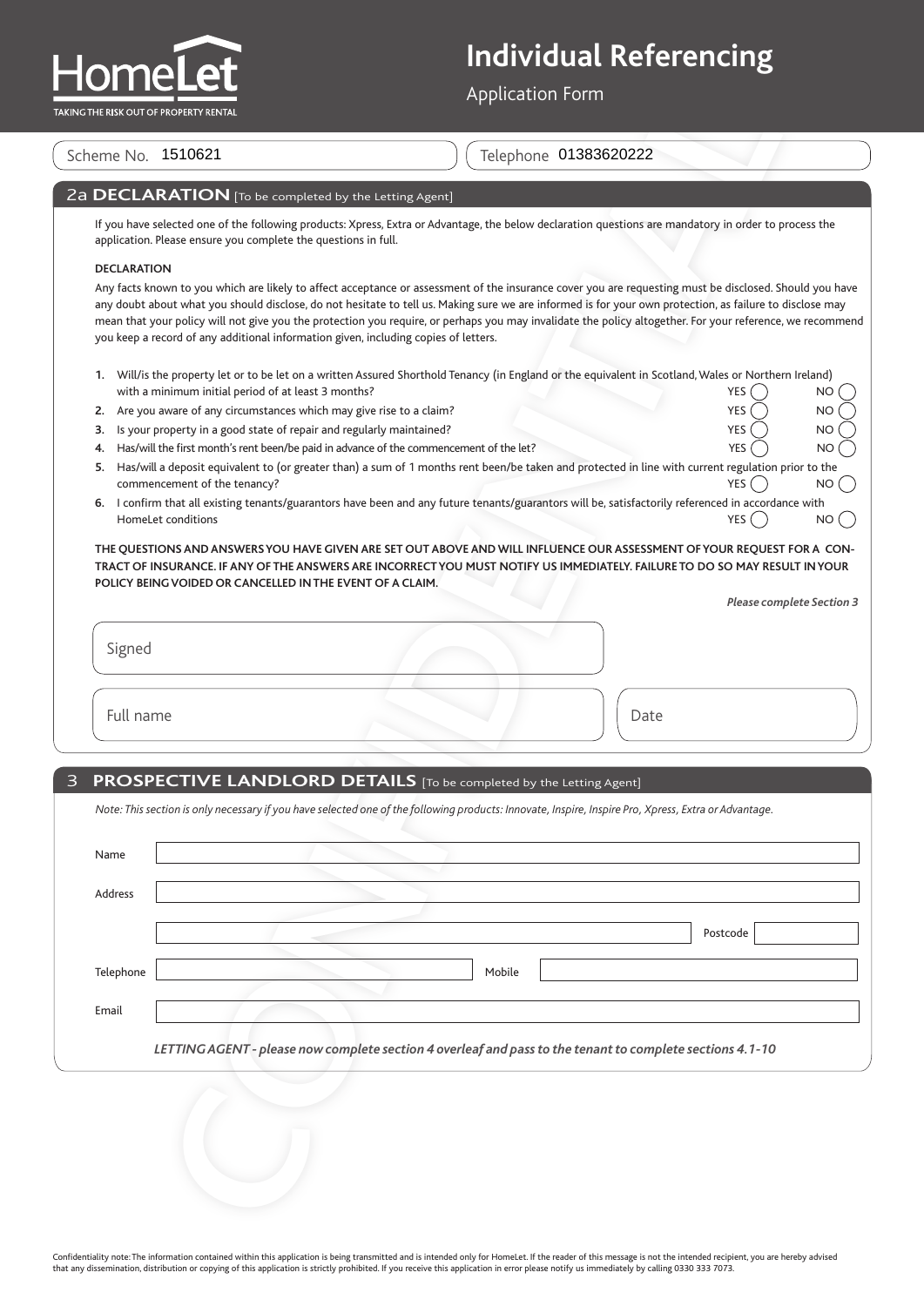# Individual Referencing

Application Form

Scheme No. 1510621

Telephone 01383620222

## 2a DECLARATION [To be completed by the Letting Agent]

If you have selected one of the following products: Xpress, Extra or Advantage, the below declaration questions are mandatory in order to process the application. Please ensure you complete the questions in full.

**DECLARATION**

Any facts known to you which are likely to affect acceptance or assessment of the insurance cover you are requesting must be disclosed. Should you have any doubt about what you should disclose, do not hesitate to tell us. Making sure we are informed is for your own protection, as failure to disclose may mean that your policy will not give you the protection you require, or perhaps you may invalidate the policy altogether. For your reference, we recommend you keep a record of any additional information given, including copies of letters.

1. Will/is the property let or to be let on a written Assured Shorthold Tenancy (in England or the equivalent in Scotland, Wales or Northern Ireland) with a minimum initial period of at least 3 months? YES ◯ NO ◯
2. Are you aware of any circumstances which may give rise to a claim? YES ◯ NO ◯
3. Is your property in a good state of repair and regularly maintained? YES ◯ NO ◯
4. Has/will the first month's rent been/be paid in advance of the commencement of the let? YES ◯ NO ◯
5. Has/will a deposit equivalent to (or greater than) a sum of 1 months rent been/be taken and protected in line with current regulation prior to the commencement of the tenancy? YES ◯ NO ◯
6. I confirm that all existing tenants/guarantors have been and any future tenants/guarantors will be, satisfactorily referenced in accordance with HomeLet conditions YES ◯ NO ◯

**THE QUESTIONS AND ANSWERS YOU HAVE GIVEN ARE SET OUT ABOVE AND WILL INFLUENCE OUR ASSESSMENT OF YOUR REQUEST FOR A CONTRACT OF INSURANCE. IF ANY OF THE ANSWERS ARE INCORRECT YOU MUST NOTIFY US IMMEDIATELY. FAILURE TO DO SO MAY RESULT IN YOUR POLICY BEING VOIDED OR CANCELLED IN THE EVENT OF A CLAIM.**

***Please complete Section 3***

Signed

Full name

Date

## 3 PROSPECTIVE LANDLORD DETAILS [To be completed by the Letting Agent]

*Note: This section is only necessary if you have selected one of the following products: Innovate, Inspire, Inspire Pro, Xpress, Extra or Advantage.*

Name

Address

Postcode

Telephone

Mobile

Email

***LETTING AGENT - please now complete section 4 overleaf and pass to the tenant to complete sections 4.1-10***

Confidentiality note: The information contained within this application is being transmitted and is intended only for HomeLet. If the reader of this message is not the intended recipient, you are hereby advised that any dissemination, distribution or copying of this application is strictly prohibited. If you receive this application in error please notify us immediately by calling 0330 333 7073.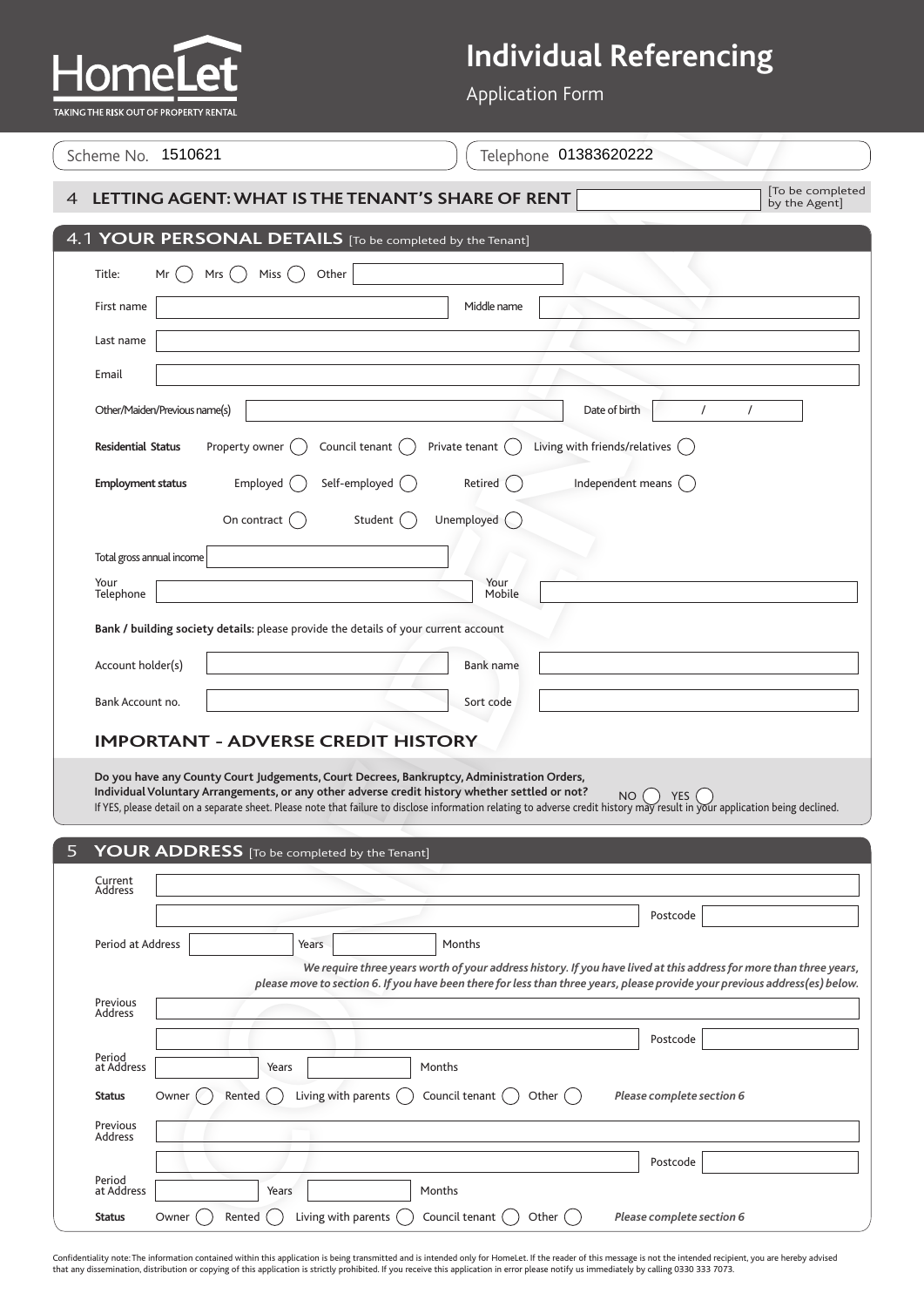# HomeLet

TAKING THE RISK OUT OF PROPERTY RENTAL

## Individual Referencing

Application Form

Scheme No. 1510621

Telephone 01383620222

## 4 LETTING AGENT: WHAT IS THE TENANT'S SHARE OF RENT

[To be completed by the Agent]

## 4.1 YOUR PERSONAL DETAILS [To be completed by the Tenant]

Title: Mr ( ) Mrs ( ) Miss ( ) Other

First name | Middle name

Last name

Email

Other/Maiden/Previous name(s) | Date of birth / /

**Residential Status** Property owner ( ) Council tenant ( ) Private tenant ( ) Living with friends/relatives ( )

**Employment status** Employed ( ) Self-employed ( ) Retired ( ) Independent means ( ) On contract ( ) Student ( ) Unemployed ( )

Total gross annual income

Your Telephone | Your Mobile

**Bank / building society details:** please provide the details of your current account

Account holder(s) | Bank name

Bank Account no. | Sort code

### IMPORTANT - ADVERSE CREDIT HISTORY

**Do you have any County Court Judgements, Court Decrees, Bankruptcy, Administration Orders, Individual Voluntary Arrangements, or any other adverse credit history whether settled or not?** NO ( ) YES ( )

If YES, please detail on a separate sheet. Please note that failure to disclose information relating to adverse credit history may result in your application being declined.

## 5 YOUR ADDRESS [To be completed by the Tenant]

Current Address

Postcode

Period at Address Years Months

*We require three years worth of your address history. If you have lived at this address for more than three years, please move to section 6. If you have been there for less than three years, please provide your previous address(es) below.*

Previous Address

Postcode

Period at Address Years Months

**Status** Owner ( ) Rented ( ) Living with parents ( ) Council tenant ( ) Other ( ) *Please complete section 6*

Previous Address

Postcode

Period at Address Years Months

**Status** Owner ( ) Rented ( ) Living with parents ( ) Council tenant ( ) Other ( ) *Please complete section 6*

Confidentiality note: The information contained within this application is being transmitted and is intended only for HomeLet. If the reader of this message is not the intended recipient, you are hereby advised that any dissemination, distribution or copying of this application is strictly prohibited. If you receive this application in error please notify us immediately by calling 0330 333 7073.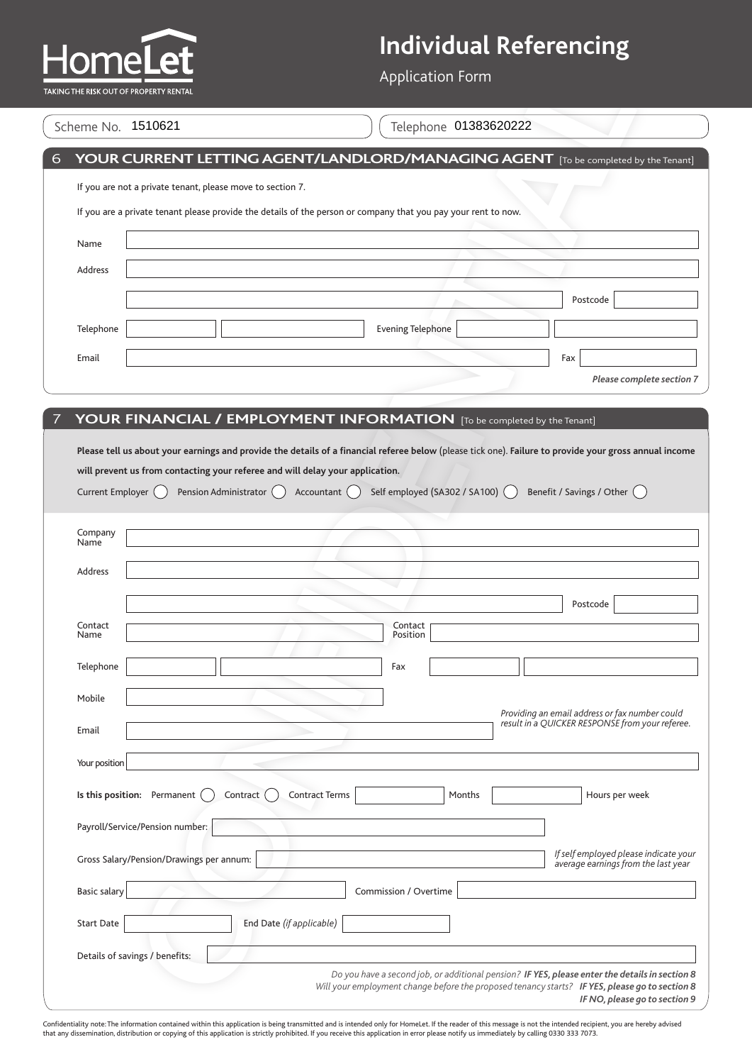# HomeLet

TAKING THE RISK OUT OF PROPERTY RENTAL

# Individual Referencing

Application Form

Scheme No. 1510621

Telephone 01383620222

## 6 YOUR CURRENT LETTING AGENT/LANDLORD/MANAGING AGENT [To be completed by the Tenant]

If you are not a private tenant, please move to section 7.

If you are a private tenant please provide the details of the person or company that you pay your rent to now.

Name

Address

Postcode

Telephone

Evening Telephone

Email

Fax

*Please complete section 7*

## 7 YOUR FINANCIAL / EMPLOYMENT INFORMATION [To be completed by the Tenant]

**Please tell us about your earnings and provide the details of a financial referee below** (please tick one). **Failure to provide your gross annual income will prevent us from contacting your referee and will delay your application.**

Current Employer ◯ Pension Administrator ◯ Accountant ◯ Self employed (SA302 / SA100) ◯ Benefit / Savings / Other ◯

Company Name

Address

Postcode

Contact Name

Contact Position

Telephone

Fax

Mobile

Email

*Providing an email address or fax number could result in a QUICKER RESPONSE from your referee.*

Your position

**Is this position:** Permanent ◯ Contract ◯ Contract Terms Months Hours per week

Payroll/Service/Pension number:

Gross Salary/Pension/Drawings per annum:

*If self employed please indicate your average earnings from the last year*

Basic salary

Commission / Overtime

Start Date

End Date *(if applicable)*

Details of savings / benefits:

*Do you have a second job, or additional pension?* ***IF YES, please enter the details in section 8***

*Will your employment change before the proposed tenancy starts?* ***IF YES, please go to section 8***

***IF NO, please go to section 9***

Confidentiality note: The information contained within this application is being transmitted and is intended only for HomeLet. If the reader of this message is not the intended recipient, you are hereby advised that any dissemination, distribution or copying of this application is strictly prohibited. If you receive this application in error please notify us immediately by calling 0330 333 7073.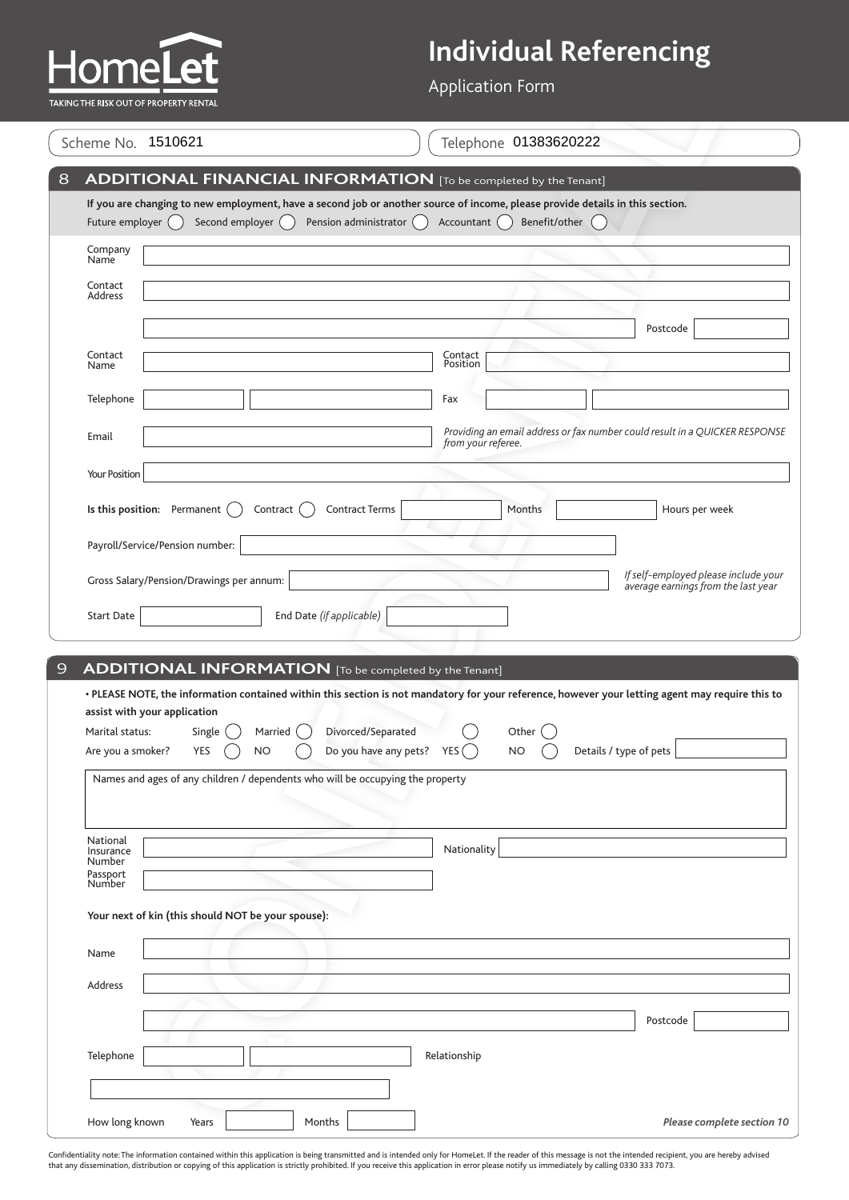HomeLet

TAKING THE RISK OUT OF PROPERTY RENTAL

# Individual Referencing

Application Form

Scheme No. 1510621

Telephone 01383620222

## 8 ADDITIONAL FINANCIAL INFORMATION [To be completed by the Tenant]

**If you are changing to new employment, have a second job or another source of income, please provide details in this section.**

Future employer ◯ Second employer ◯ Pension administrator ◯ Accountant ◯ Benefit/other ◯

Company Name

Contact Address

Postcode

Contact Name

Contact Position

Telephone

Fax

Email

*Providing an email address or fax number could result in a QUICKER RESPONSE from your referee.*

Your Position

**Is this position:** Permanent ◯ Contract ◯ Contract Terms Months Hours per week

Payroll/Service/Pension number:

Gross Salary/Pension/Drawings per annum:

*If self-employed please include your average earnings from the last year*

Start Date

End Date *(if applicable)*

## 9 ADDITIONAL INFORMATION [To be completed by the Tenant]

**• PLEASE NOTE, the information contained within this section is not mandatory for your reference, however your letting agent may require this to assist with your application**

Marital status: Single ◯ Married ◯ Divorced/Separated ◯ Other ◯

Are you a smoker? YES ◯ NO ◯ Do you have any pets? YES ◯ NO ◯ Details / type of pets

Names and ages of any children / dependents who will be occupying the property

National Insurance Number

Nationality

Passport Number

**Your next of kin (this should NOT be your spouse):**

Name

Address

Postcode

Telephone

Relationship

How long known Years Months

***Please complete section 10***

Confidentiality note: The information contained within this application is being transmitted and is intended only for HomeLet. If the reader of this message is not the intended recipient, you are hereby advised that any dissemination, distribution or copying of this application is strictly prohibited. If you receive this application in error please notify us immediately by calling 0330 333 7073.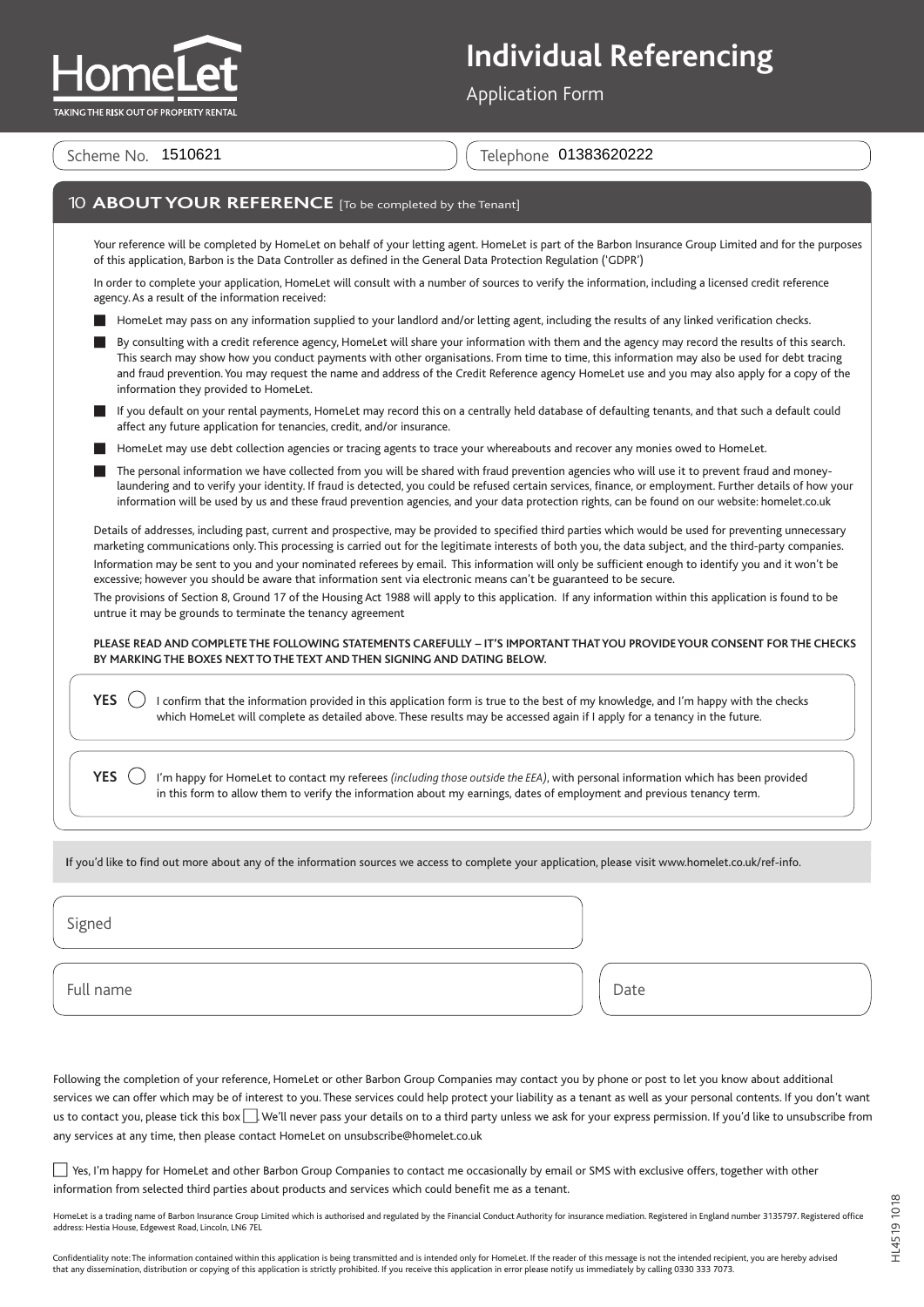# Individual Referencing

Application Form

HomeLet
TAKING THE RISK OUT OF PROPERTY RENTAL

Scheme No. 1510621

Telephone 01383620222

## 10 ABOUT YOUR REFERENCE [To be completed by the Tenant]

Your reference will be completed by HomeLet on behalf of your letting agent. HomeLet is part of the Barbon Insurance Group Limited and for the purposes of this application, Barbon is the Data Controller as defined in the General Data Protection Regulation ('GDPR')

In order to complete your application, HomeLet will consult with a number of sources to verify the information, including a licensed credit reference agency. As a result of the information received:

- HomeLet may pass on any information supplied to your landlord and/or letting agent, including the results of any linked verification checks.
- By consulting with a credit reference agency, HomeLet will share your information with them and the agency may record the results of this search. This search may show how you conduct payments with other organisations. From time to time, this information may also be used for debt tracing and fraud prevention. You may request the name and address of the Credit Reference agency HomeLet use and you may also apply for a copy of the information they provided to HomeLet.
- If you default on your rental payments, HomeLet may record this on a centrally held database of defaulting tenants, and that such a default could affect any future application for tenancies, credit, and/or insurance.
- HomeLet may use debt collection agencies or tracing agents to trace your whereabouts and recover any monies owed to HomeLet.
- The personal information we have collected from you will be shared with fraud prevention agencies who will use it to prevent fraud and money-laundering and to verify your identity. If fraud is detected, you could be refused certain services, finance, or employment. Further details of how your information will be used by us and these fraud prevention agencies, and your data protection rights, can be found on our website: homelet.co.uk

Details of addresses, including past, current and prospective, may be provided to specified third parties which would be used for preventing unnecessary marketing communications only. This processing is carried out for the legitimate interests of both you, the data subject, and the third-party companies.

Information may be sent to you and your nominated referees by email. This information will only be sufficient enough to identify you and it won't be excessive; however you should be aware that information sent via electronic means can't be guaranteed to be secure.

The provisions of Section 8, Ground 17 of the Housing Act 1988 will apply to this application. If any information within this application is found to be untrue it may be grounds to terminate the tenancy agreement

**PLEASE READ AND COMPLETE THE FOLLOWING STATEMENTS CAREFULLY – IT'S IMPORTANT THAT YOU PROVIDE YOUR CONSENT FOR THE CHECKS BY MARKING THE BOXES NEXT TO THE TEXT AND THEN SIGNING AND DATING BELOW.**

**YES** ◯ I confirm that the information provided in this application form is true to the best of my knowledge, and I'm happy with the checks which HomeLet will complete as detailed above. These results may be accessed again if I apply for a tenancy in the future.

**YES** ◯ I'm happy for HomeLet to contact my referees *(including those outside the EEA)*, with personal information which has been provided in this form to allow them to verify the information about my earnings, dates of employment and previous tenancy term.

If you'd like to find out more about any of the information sources we access to complete your application, please visit www.homelet.co.uk/ref-info.

Signed

Full name

Date

Following the completion of your reference, HomeLet or other Barbon Group Companies may contact you by phone or post to let you know about additional services we can offer which may be of interest to you. These services could help protect your liability as a tenant as well as your personal contents. If you don't want us to contact you, please tick this box ☐. We'll never pass your details on to a third party unless we ask for your express permission. If you'd like to unsubscribe from any services at any time, then please contact HomeLet on unsubscribe@homelet.co.uk

☐ Yes, I'm happy for HomeLet and other Barbon Group Companies to contact me occasionally by email or SMS with exclusive offers, together with other information from selected third parties about products and services which could benefit me as a tenant.

HomeLet is a trading name of Barbon Insurance Group Limited which is authorised and regulated by the Financial Conduct Authority for insurance mediation. Registered in England number 3135797. Registered office address: Hestia House, Edgewest Road, Lincoln, LN6 7EL

Confidentiality note: The information contained within this application is being transmitted and is intended only for HomeLet. If the reader of this message is not the intended recipient, you are hereby advised that any dissemination, distribution or copying of this application is strictly prohibited. If you receive this application in error please notify us immediately by calling 0330 333 7073.

HL4519 10 18